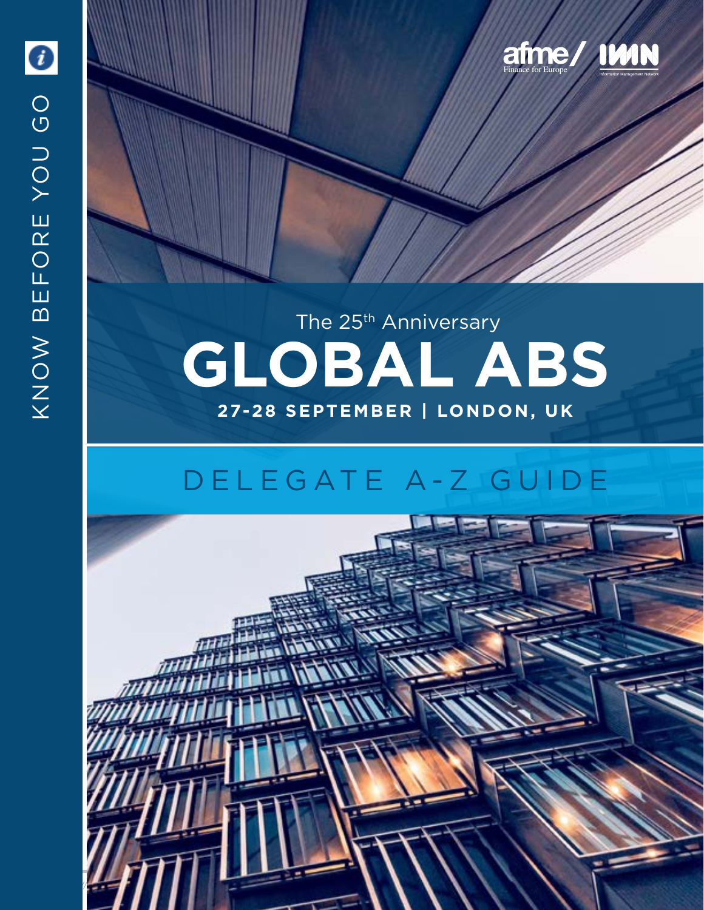KNOW BEFORE YOU GO

afme/ Finance for Europe

IMN Information Management Network

The 25th Anniversary

# GLOBAL ABS

**27-28 SEPTEMBER | LONDON, UK**

## DELEGATE A-Z GUIDE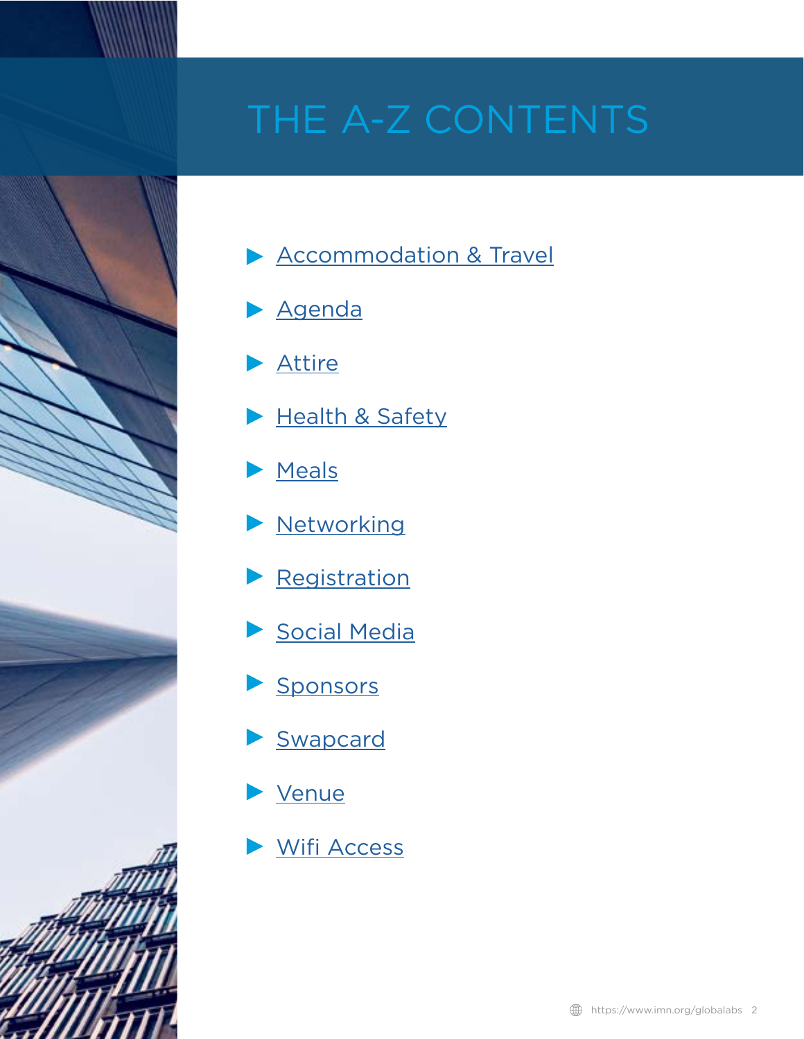# THE A-Z CONTENTS

- Accommodation & Travel
- Agenda
- Attire
- Health & Safety
- Meals
- Networking
- Registration
- Social Media
- Sponsors
- Swapcard
- Venue
- Wifi Access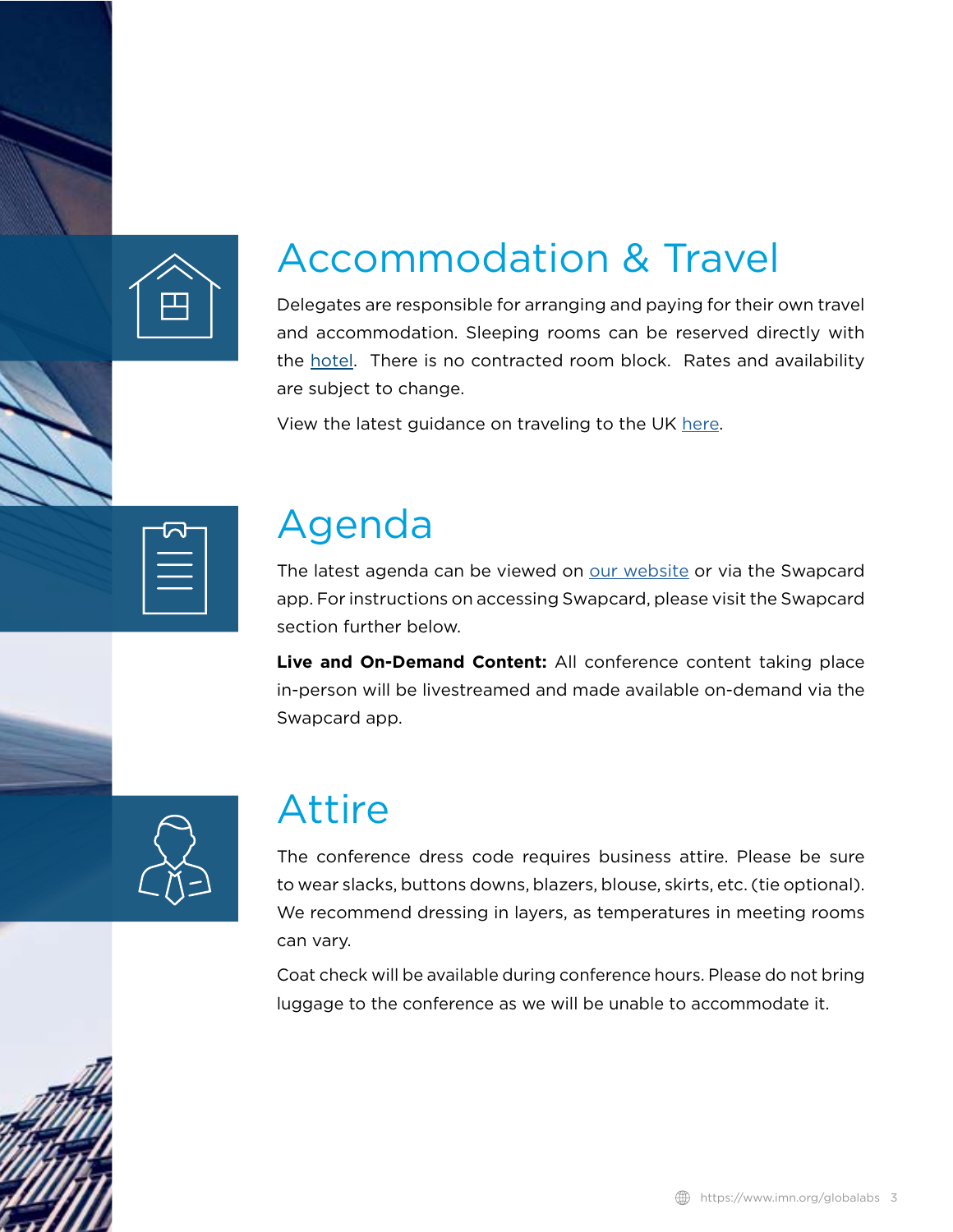# Accommodation & Travel

Delegates are responsible for arranging and paying for their own travel and accommodation. Sleeping rooms can be reserved directly with the hotel. There is no contracted room block. Rates and availability are subject to change.

View the latest guidance on traveling to the UK here.

# Agenda

The latest agenda can be viewed on our website or via the Swapcard app. For instructions on accessing Swapcard, please visit the Swapcard section further below.

**Live and On-Demand Content:** All conference content taking place in-person will be livestreamed and made available on-demand via the Swapcard app.

# Attire

The conference dress code requires business attire. Please be sure to wear slacks, buttons downs, blazers, blouse, skirts, etc. (tie optional). We recommend dressing in layers, as temperatures in meeting rooms can vary.

Coat check will be available during conference hours. Please do not bring luggage to the conference as we will be unable to accommodate it.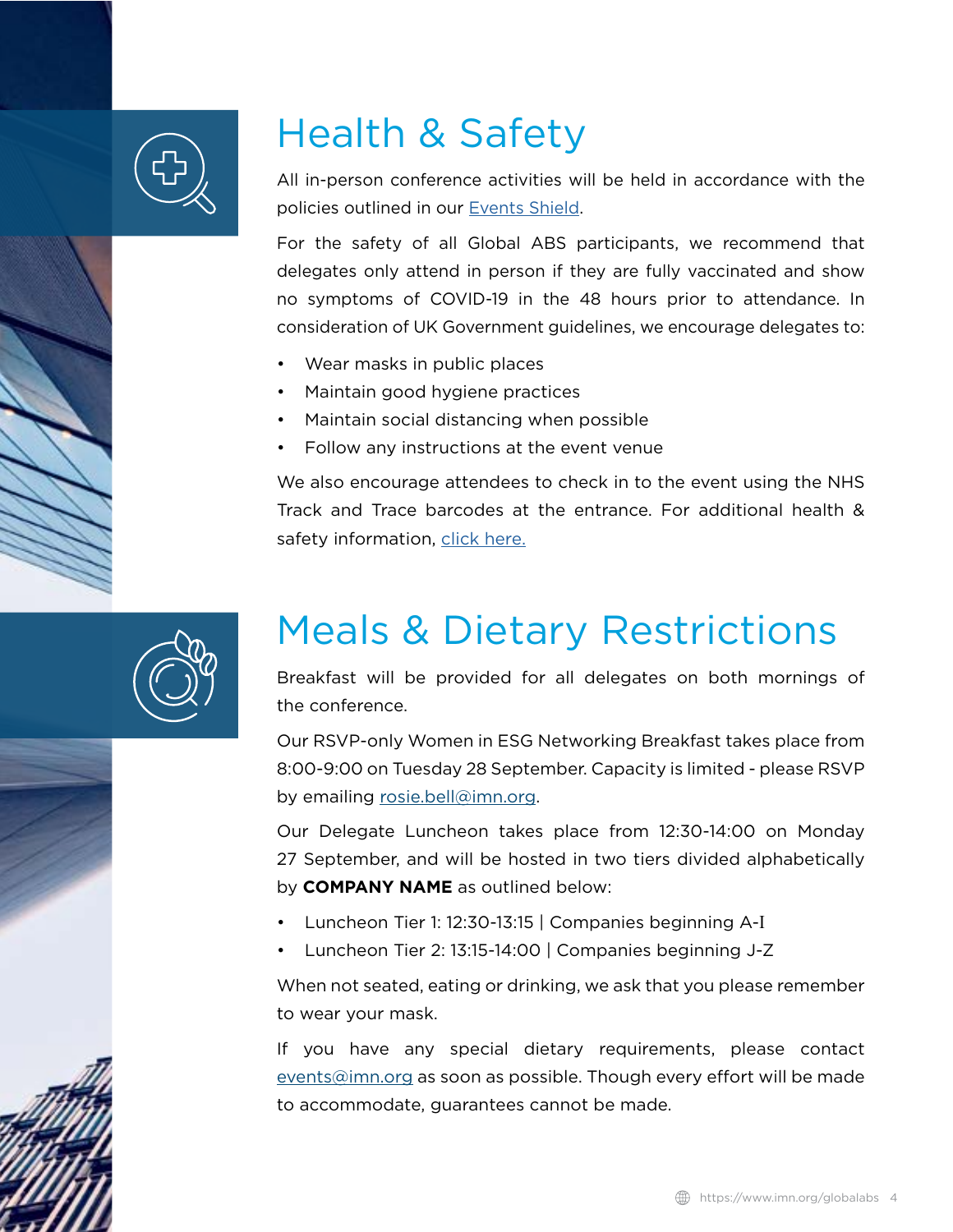# Health & Safety

All in-person conference activities will be held in accordance with the policies outlined in our Events Shield.

For the safety of all Global ABS participants, we recommend that delegates only attend in person if they are fully vaccinated and show no symptoms of COVID-19 in the 48 hours prior to attendance. In consideration of UK Government guidelines, we encourage delegates to:

- Wear masks in public places
- Maintain good hygiene practices
- Maintain social distancing when possible
- Follow any instructions at the event venue

We also encourage attendees to check in to the event using the NHS Track and Trace barcodes at the entrance. For additional health & safety information, click here.

# Meals & Dietary Restrictions

Breakfast will be provided for all delegates on both mornings of the conference.

Our RSVP-only Women in ESG Networking Breakfast takes place from 8:00-9:00 on Tuesday 28 September. Capacity is limited - please RSVP by emailing rosie.bell@imn.org.

Our Delegate Luncheon takes place from 12:30-14:00 on Monday 27 September, and will be hosted in two tiers divided alphabetically by **COMPANY NAME** as outlined below:

- Luncheon Tier 1: 12:30-13:15 | Companies beginning A-I
- Luncheon Tier 2: 13:15-14:00 | Companies beginning J-Z

When not seated, eating or drinking, we ask that you please remember to wear your mask.

If you have any special dietary requirements, please contact events@imn.org as soon as possible. Though every effort will be made to accommodate, guarantees cannot be made.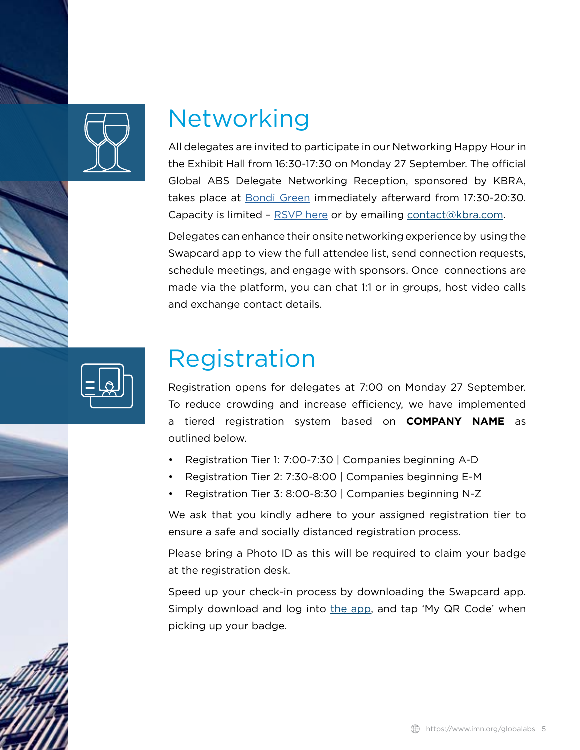# Networking

All delegates are invited to participate in our Networking Happy Hour in the Exhibit Hall from 16:30-17:30 on Monday 27 September. The official Global ABS Delegate Networking Reception, sponsored by KBRA, takes place at Bondi Green immediately afterward from 17:30-20:30. Capacity is limited – RSVP here or by emailing contact@kbra.com.

Delegates can enhance their onsite networking experience by using the Swapcard app to view the full attendee list, send connection requests, schedule meetings, and engage with sponsors. Once connections are made via the platform, you can chat 1:1 or in groups, host video calls and exchange contact details.

# Registration

Registration opens for delegates at 7:00 on Monday 27 September. To reduce crowding and increase efficiency, we have implemented a tiered registration system based on **COMPANY NAME** as outlined below.

- Registration Tier 1: 7:00-7:30 | Companies beginning A-D
- Registration Tier 2: 7:30-8:00 | Companies beginning E-M
- Registration Tier 3: 8:00-8:30 | Companies beginning N-Z

We ask that you kindly adhere to your assigned registration tier to ensure a safe and socially distanced registration process.

Please bring a Photo ID as this will be required to claim your badge at the registration desk.

Speed up your check-in process by downloading the Swapcard app. Simply download and log into the app, and tap 'My QR Code' when picking up your badge.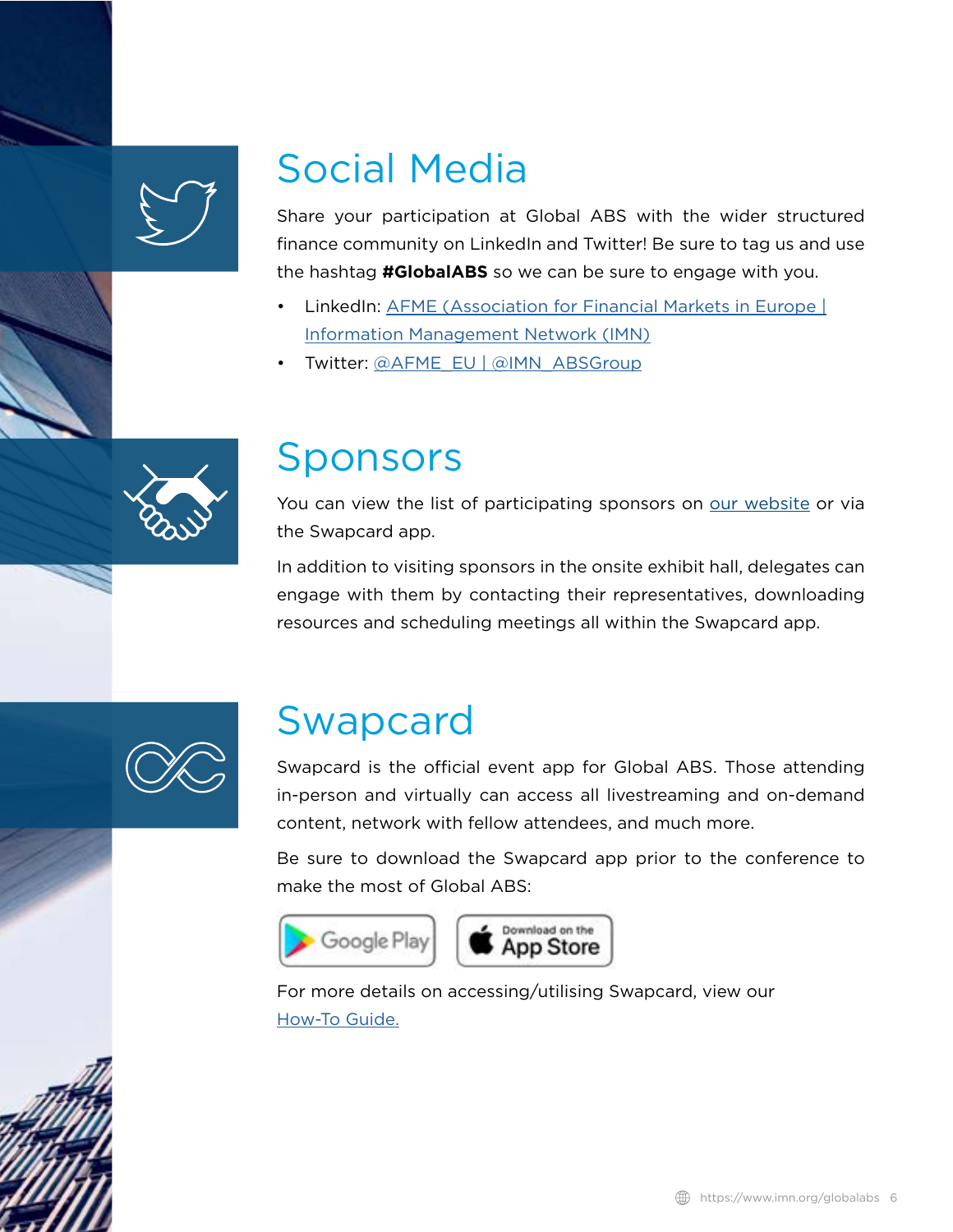# Social Media

Share your participation at Global ABS with the wider structured finance community on LinkedIn and Twitter! Be sure to tag us and use the hashtag **#GlobalABS** so we can be sure to engage with you.

- LinkedIn: AFME (Association for Financial Markets in Europe | Information Management Network (IMN)
- Twitter: @AFME_EU | @IMN_ABSGroup

# Sponsors

You can view the list of participating sponsors on our website or via the Swapcard app.

In addition to visiting sponsors in the onsite exhibit hall, delegates can engage with them by contacting their representatives, downloading resources and scheduling meetings all within the Swapcard app.

# Swapcard

Swapcard is the official event app for Global ABS. Those attending in-person and virtually can access all livestreaming and on-demand content, network with fellow attendees, and much more.

Be sure to download the Swapcard app prior to the conference to make the most of Global ABS:

Google Play | Download on the App Store

For more details on accessing/utilising Swapcard, view our How-To Guide.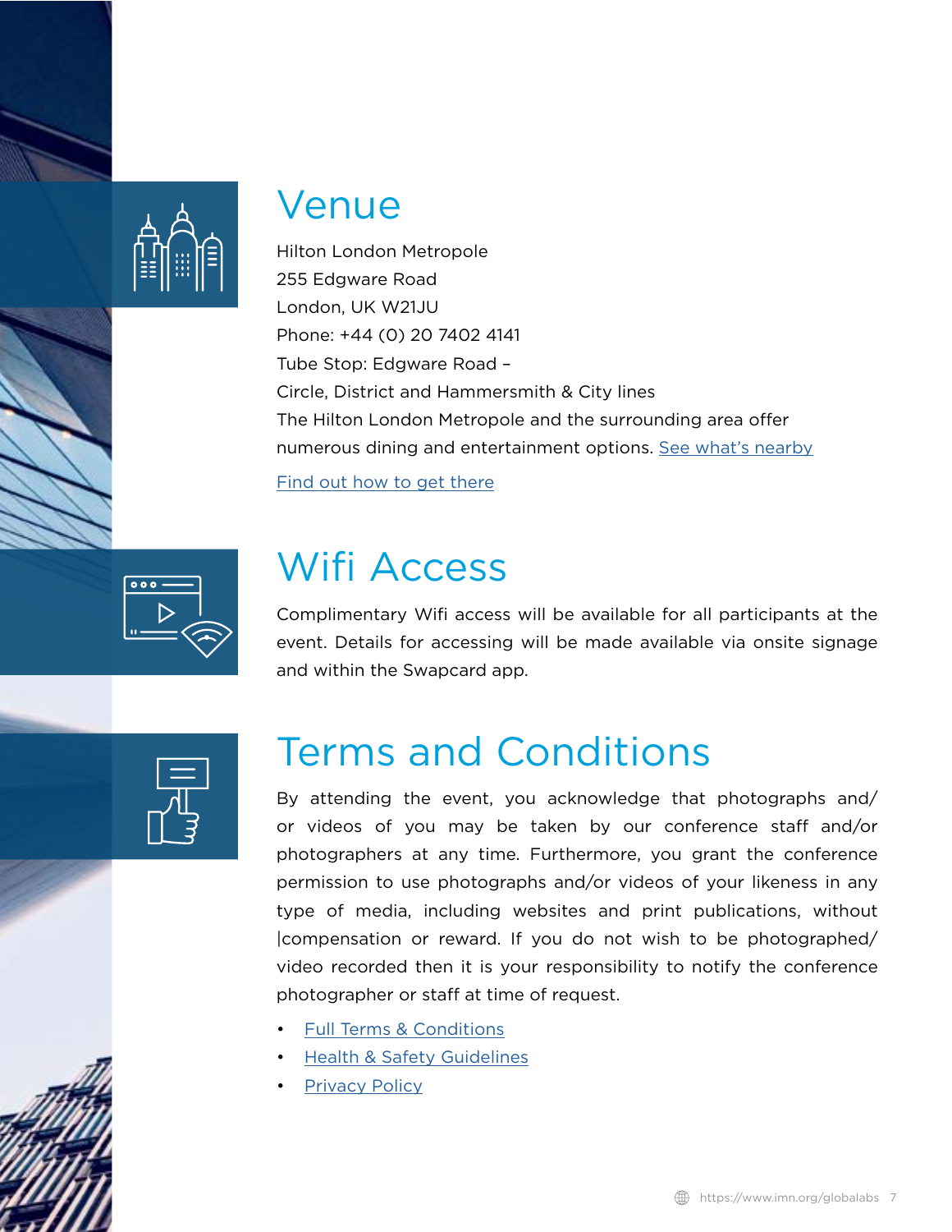# Venue

Hilton London Metropole
255 Edgware Road
London, UK W21JU
Phone: +44 (0) 20 7402 4141
Tube Stop: Edgware Road –
Circle, District and Hammersmith & City lines
The Hilton London Metropole and the surrounding area offer numerous dining and entertainment options. See what's nearby

Find out how to get there

# Wifi Access

Complimentary Wifi access will be available for all participants at the event. Details for accessing will be made available via onsite signage and within the Swapcard app.

# Terms and Conditions

By attending the event, you acknowledge that photographs and/or videos of you may be taken by our conference staff and/or photographers at any time. Furthermore, you grant the conference permission to use photographs and/or videos of your likeness in any type of media, including websites and print publications, without |compensation or reward. If you do not wish to be photographed/video recorded then it is your responsibility to notify the conference photographer or staff at time of request.

- Full Terms & Conditions
- Health & Safety Guidelines
- Privacy Policy